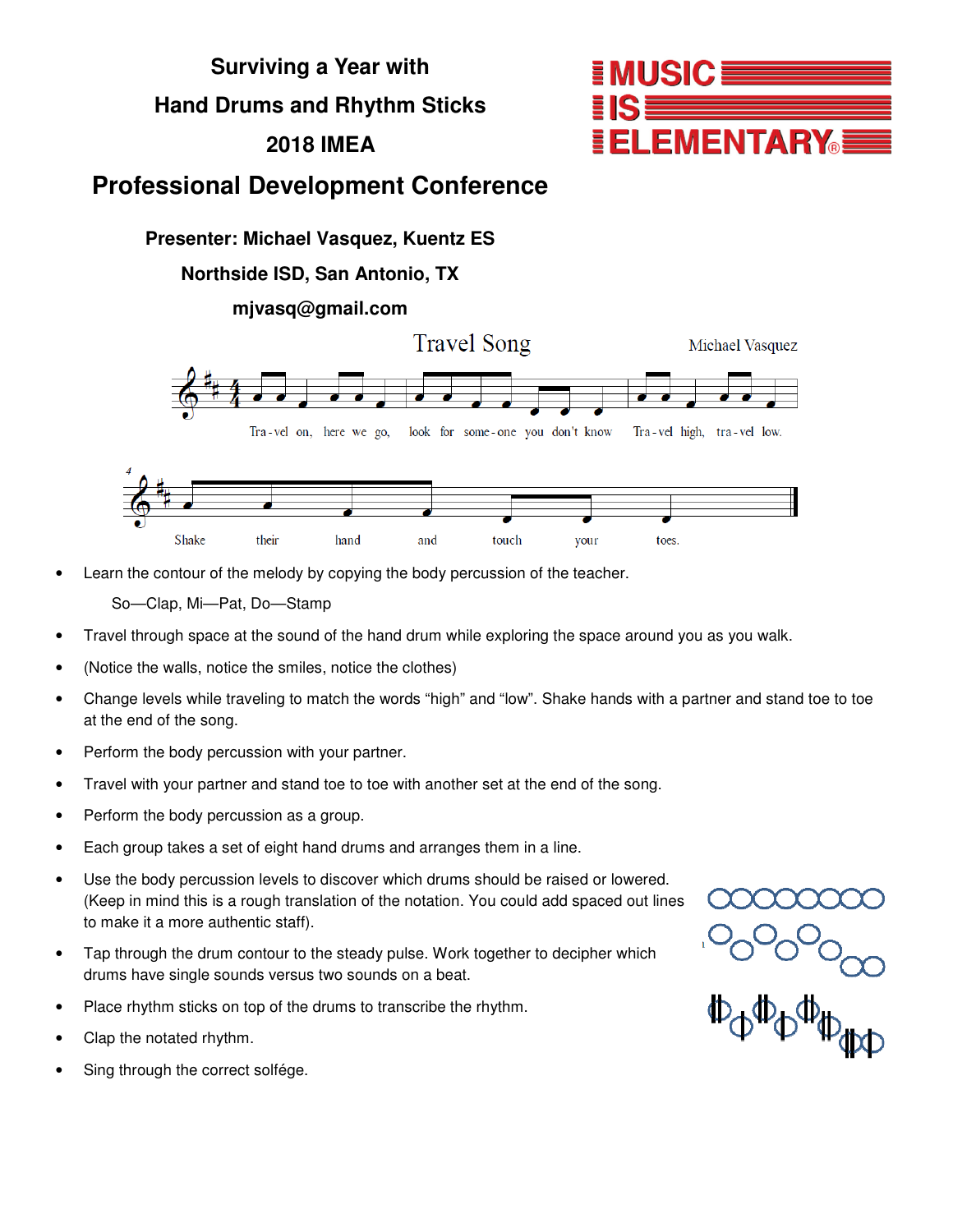# Surviving a Year with Hand Drums and Rhythm Sticks

## 2018 IMEA

## Professional Development Conference

**Presenter: Michael Vasquez, Kuentz ES**

**Northside ISD, San Antonio, TX**

**mjvasq@gmail.com**

### Travel Song

Michael Vasquez

Tra-vel on, here we go, look for some-one you don't know Tra-vel high, tra-vel low. Shake their hand and touch your toes.

- Learn the contour of the melody by copying the body percussion of the teacher.

  So—Clap, Mi—Pat, Do—Stamp

- Travel through space at the sound of the hand drum while exploring the space around you as you walk.
- (Notice the walls, notice the smiles, notice the clothes)
- Change levels while traveling to match the words "high" and "low". Shake hands with a partner and stand toe to toe at the end of the song.
- Perform the body percussion with your partner.
- Travel with your partner and stand toe to toe with another set at the end of the song.
- Perform the body percussion as a group.
- Each group takes a set of eight hand drums and arranges them in a line.
- Use the body percussion levels to discover which drums should be raised or lowered. (Keep in mind this is a rough translation of the notation. You could add spaced out lines to make it a more authentic staff).
- Tap through the drum contour to the steady pulse. Work together to decipher which drums have single sounds versus two sounds on a beat.
- Place rhythm sticks on top of the drums to transcribe the rhythm.
- Clap the notated rhythm.
- Sing through the correct solfége.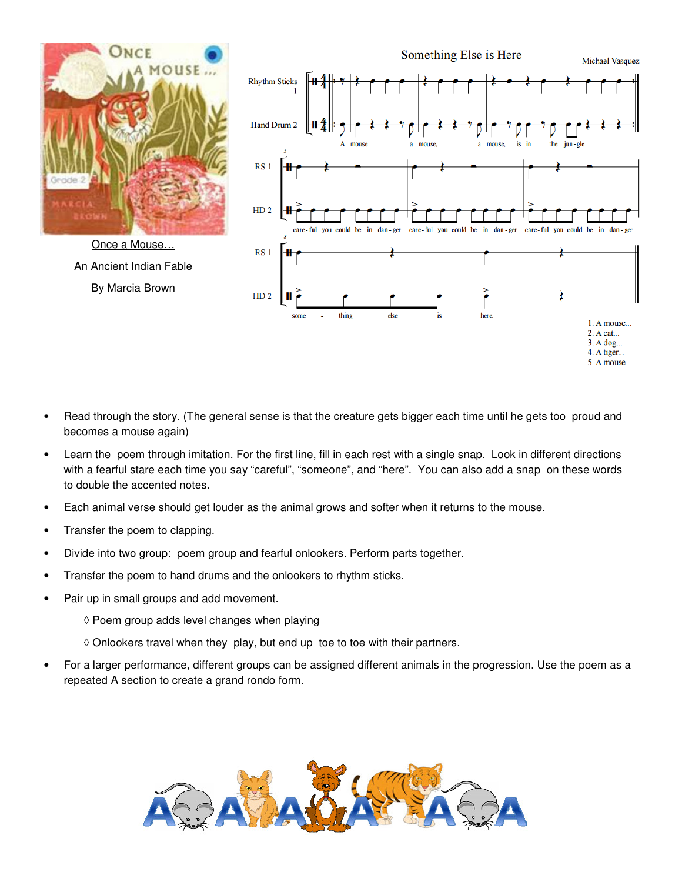Once a Mouse…

An Ancient Indian Fable

By Marcia Brown

## Something Else is Here

Michael Vasquez

Rhythm Sticks 1

Hand Drum 2

A mouse a mouse, a mouse, is in the jun-gle

care-ful you could be in dan-ger care-ful you could be in dan-ger care-ful you could be in dan-ger

some - thing else is here.

1. A mouse…
2. A cat…
3. A dog…
4. A tiger…
5. A mouse…

- Read through the story. (The general sense is that the creature gets bigger each time until he gets too proud and becomes a mouse again)
- Learn the poem through imitation. For the first line, fill in each rest with a single snap. Look in different directions with a fearful stare each time you say “careful”, “someone”, and “here”. You can also add a snap on these words to double the accented notes.
- Each animal verse should get louder as the animal grows and softer when it returns to the mouse.
- Transfer the poem to clapping.
- Divide into two group: poem group and fearful onlookers. Perform parts together.
- Transfer the poem to hand drums and the onlookers to rhythm sticks.
- Pair up in small groups and add movement.
  - ◊ Poem group adds level changes when playing
  - ◊ Onlookers travel when they play, but end up toe to toe with their partners.
- For a larger performance, different groups can be assigned different animals in the progression. Use the poem as a repeated A section to create a grand rondo form.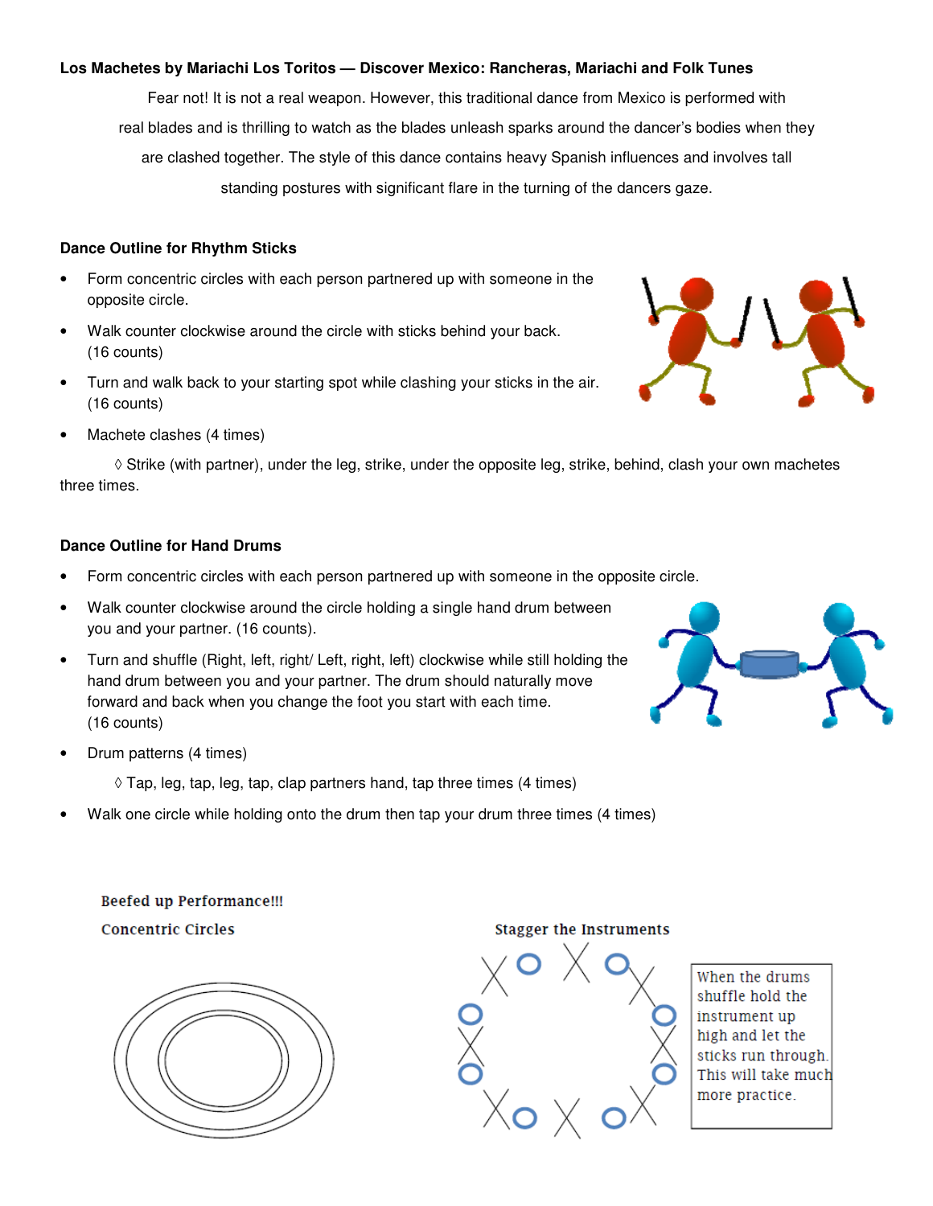**Los Machetes by Mariachi Los Toritos — Discover Mexico: Rancheras, Mariachi and Folk Tunes**

Fear not! It is not a real weapon. However, this traditional dance from Mexico is performed with real blades and is thrilling to watch as the blades unleash sparks around the dancer's bodies when they are clashed together. The style of this dance contains heavy Spanish influences and involves tall standing postures with significant flare in the turning of the dancers gaze.

**Dance Outline for Rhythm Sticks**

- Form concentric circles with each person partnered up with someone in the opposite circle.
- Walk counter clockwise around the circle with sticks behind your back. (16 counts)
- Turn and walk back to your starting spot while clashing your sticks in the air. (16 counts)
- Machete clashes (4 times)

◊ Strike (with partner), under the leg, strike, under the opposite leg, strike, behind, clash your own machetes three times.

**Dance Outline for Hand Drums**

- Form concentric circles with each person partnered up with someone in the opposite circle.
- Walk counter clockwise around the circle holding a single hand drum between you and your partner. (16 counts).
- Turn and shuffle (Right, left, right/ Left, right, left) clockwise while still holding the hand drum between you and your partner. The drum should naturally move forward and back when you change the foot you start with each time. (16 counts)
- Drum patterns (4 times)

◊ Tap, leg, tap, leg, tap, clap partners hand, tap three times (4 times)

- Walk one circle while holding onto the drum then tap your drum three times (4 times)

**Beefed up Performance!!!**

**Concentric Circles**

**Stagger the Instruments**

When the drums shuffle hold the instrument up high and let the sticks run through. This will take much more practice.